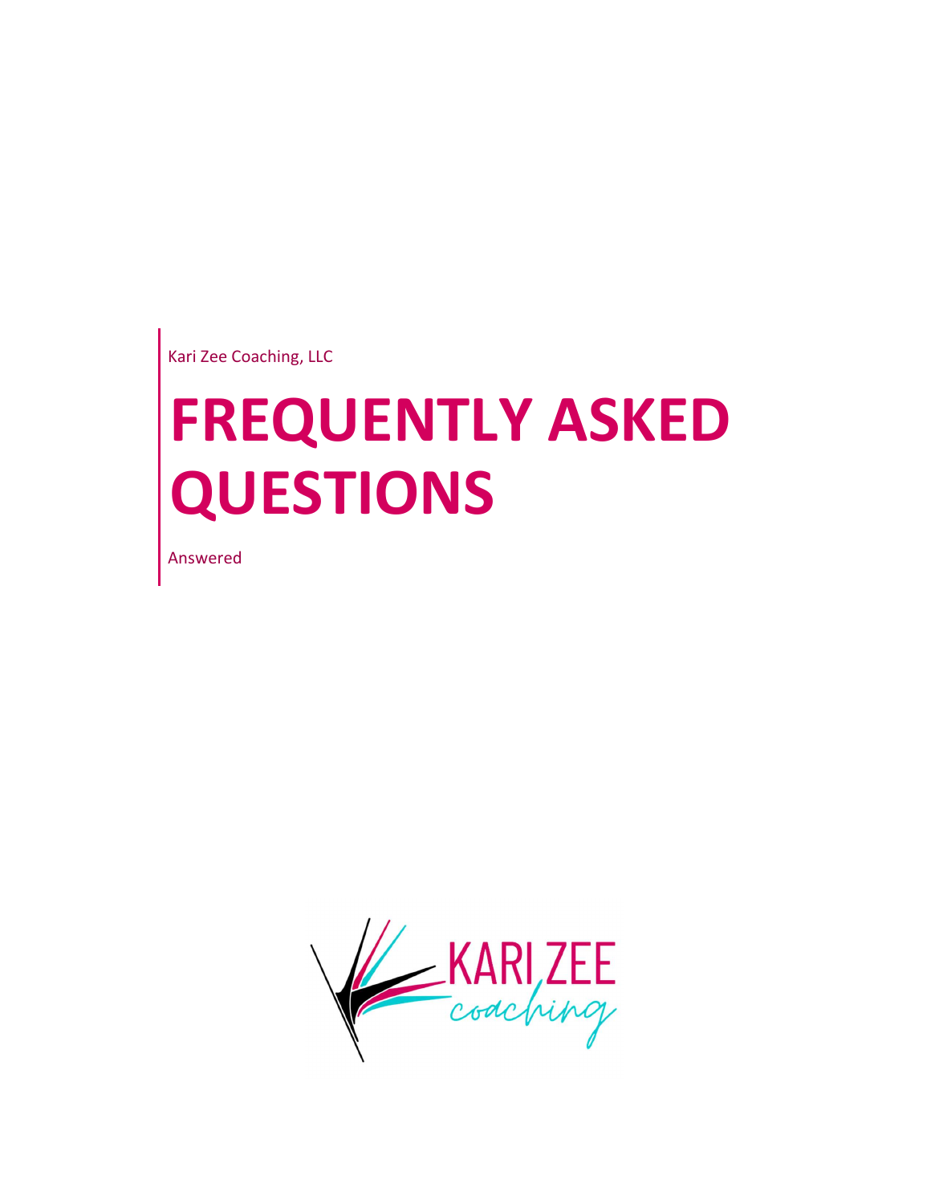Kari Zee Coaching, LLC

# FREQUENTLY ASKED QUESTIONS

Answered

KARI ZEE
coaching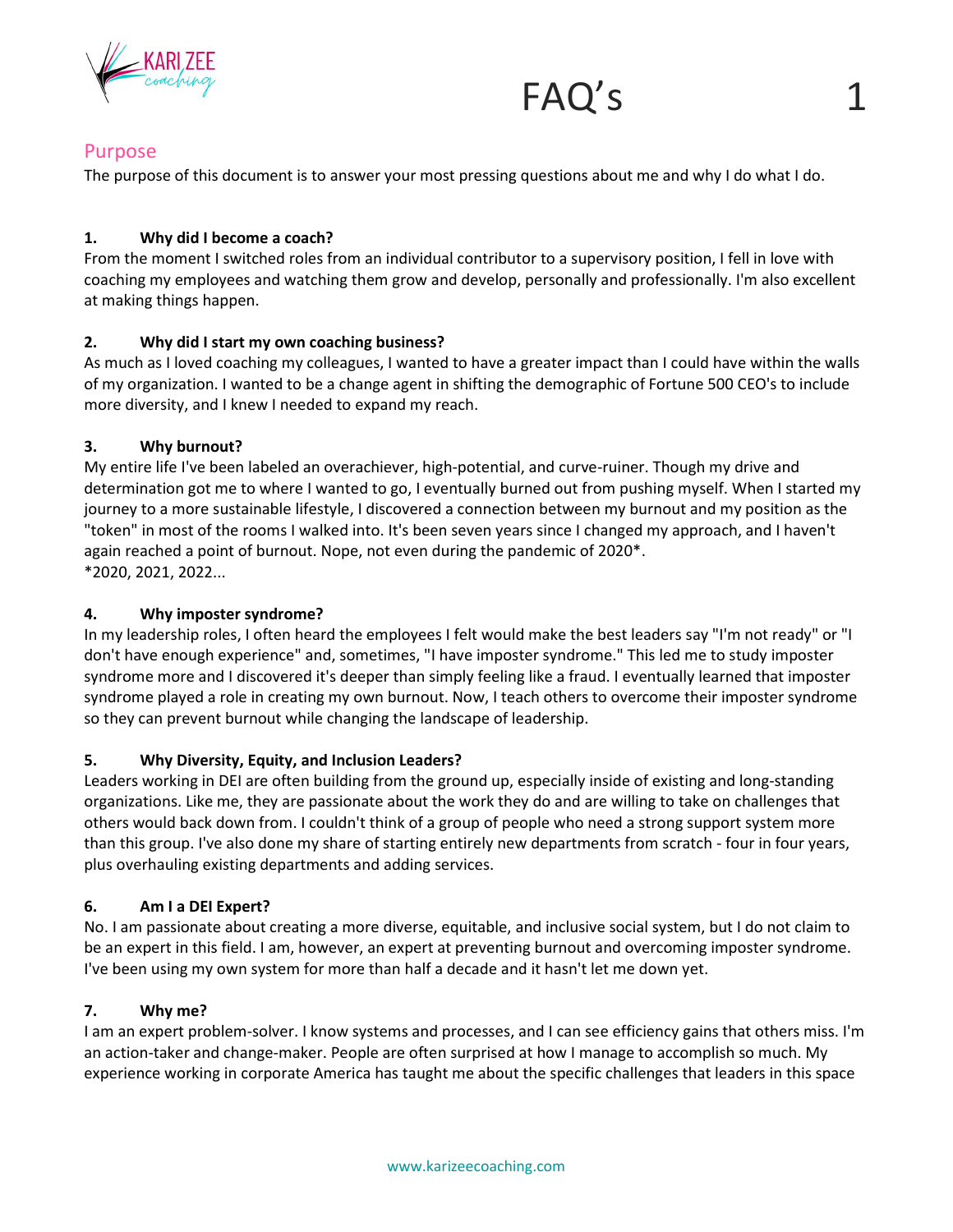# FAQ's

## Purpose

The purpose of this document is to answer your most pressing questions about me and why I do what I do.

**1. Why did I become a coach?**

From the moment I switched roles from an individual contributor to a supervisory position, I fell in love with coaching my employees and watching them grow and develop, personally and professionally. I'm also excellent at making things happen.

**2. Why did I start my own coaching business?**

As much as I loved coaching my colleagues, I wanted to have a greater impact than I could have within the walls of my organization. I wanted to be a change agent in shifting the demographic of Fortune 500 CEO's to include more diversity, and I knew I needed to expand my reach.

**3. Why burnout?**

My entire life I've been labeled an overachiever, high-potential, and curve-ruiner. Though my drive and determination got me to where I wanted to go, I eventually burned out from pushing myself. When I started my journey to a more sustainable lifestyle, I discovered a connection between my burnout and my position as the "token" in most of the rooms I walked into. It's been seven years since I changed my approach, and I haven't again reached a point of burnout. Nope, not even during the pandemic of 2020*.
*2020, 2021, 2022...

**4. Why imposter syndrome?**

In my leadership roles, I often heard the employees I felt would make the best leaders say "I'm not ready" or "I don't have enough experience" and, sometimes, "I have imposter syndrome." This led me to study imposter syndrome more and I discovered it's deeper than simply feeling like a fraud. I eventually learned that imposter syndrome played a role in creating my own burnout. Now, I teach others to overcome their imposter syndrome so they can prevent burnout while changing the landscape of leadership.

**5. Why Diversity, Equity, and Inclusion Leaders?**

Leaders working in DEI are often building from the ground up, especially inside of existing and long-standing organizations. Like me, they are passionate about the work they do and are willing to take on challenges that others would back down from. I couldn't think of a group of people who need a strong support system more than this group. I've also done my share of starting entirely new departments from scratch - four in four years, plus overhauling existing departments and adding services.

**6. Am I a DEI Expert?**

No. I am passionate about creating a more diverse, equitable, and inclusive social system, but I do not claim to be an expert in this field. I am, however, an expert at preventing burnout and overcoming imposter syndrome. I've been using my own system for more than half a decade and it hasn't let me down yet.

**7. Why me?**

I am an expert problem-solver. I know systems and processes, and I can see efficiency gains that others miss. I'm an action-taker and change-maker. People are often surprised at how I manage to accomplish so much. My experience working in corporate America has taught me about the specific challenges that leaders in this space

www.karizeecoaching.com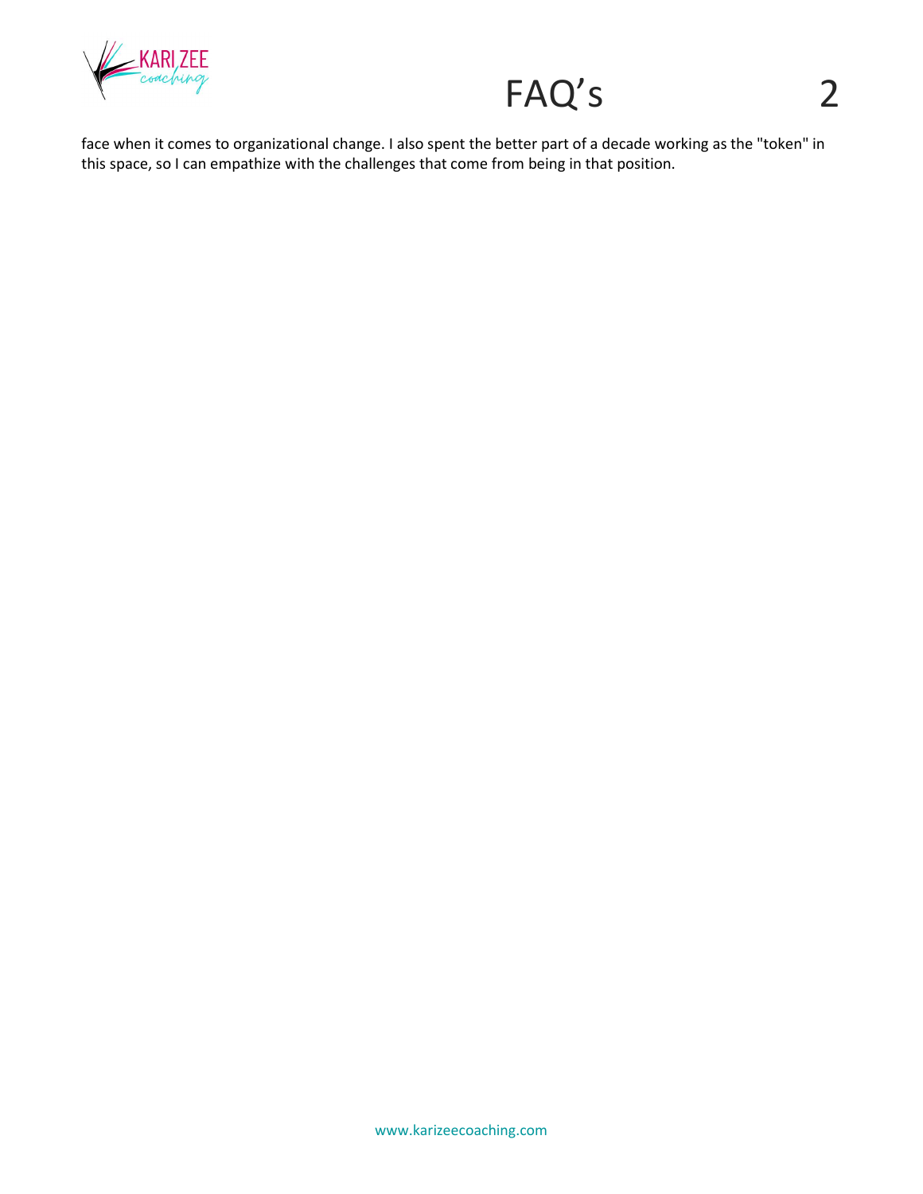face when it comes to organizational change. I also spent the better part of a decade working as the "token" in this space, so I can empathize with the challenges that come from being in that position.